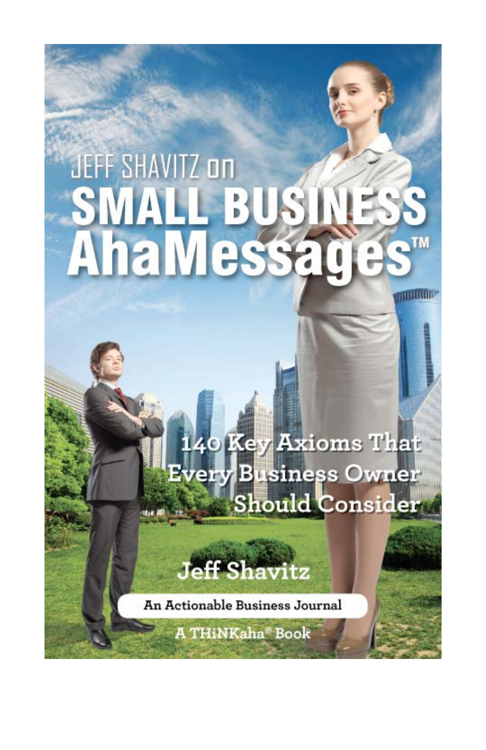# JEFF SHAVITZ on SMALL BUSINESS AhaMessages™

## 140 Key Axioms That Every Business Owner Should Consider

**Jeff Shavitz**

An Actionable Business Journal

A THiNKaha® Book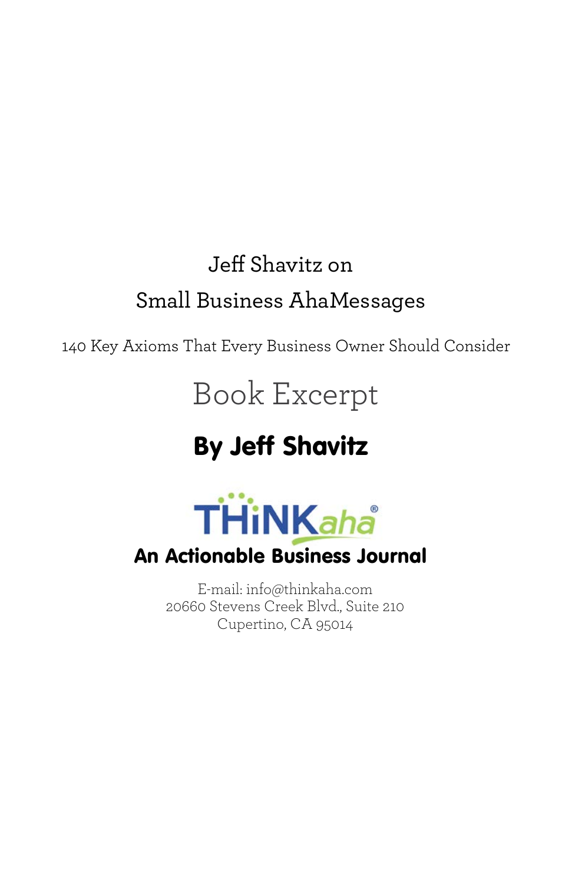# Jeff Shavitz on Small Business AhaMessages

140 Key Axioms That Every Business Owner Should Consider

## Book Excerpt

**By Jeff Shavitz**

THiNKaha®

**An Actionable Business Journal**

E-mail: info@thinkaha.com
20660 Stevens Creek Blvd., Suite 210
Cupertino, CA 95014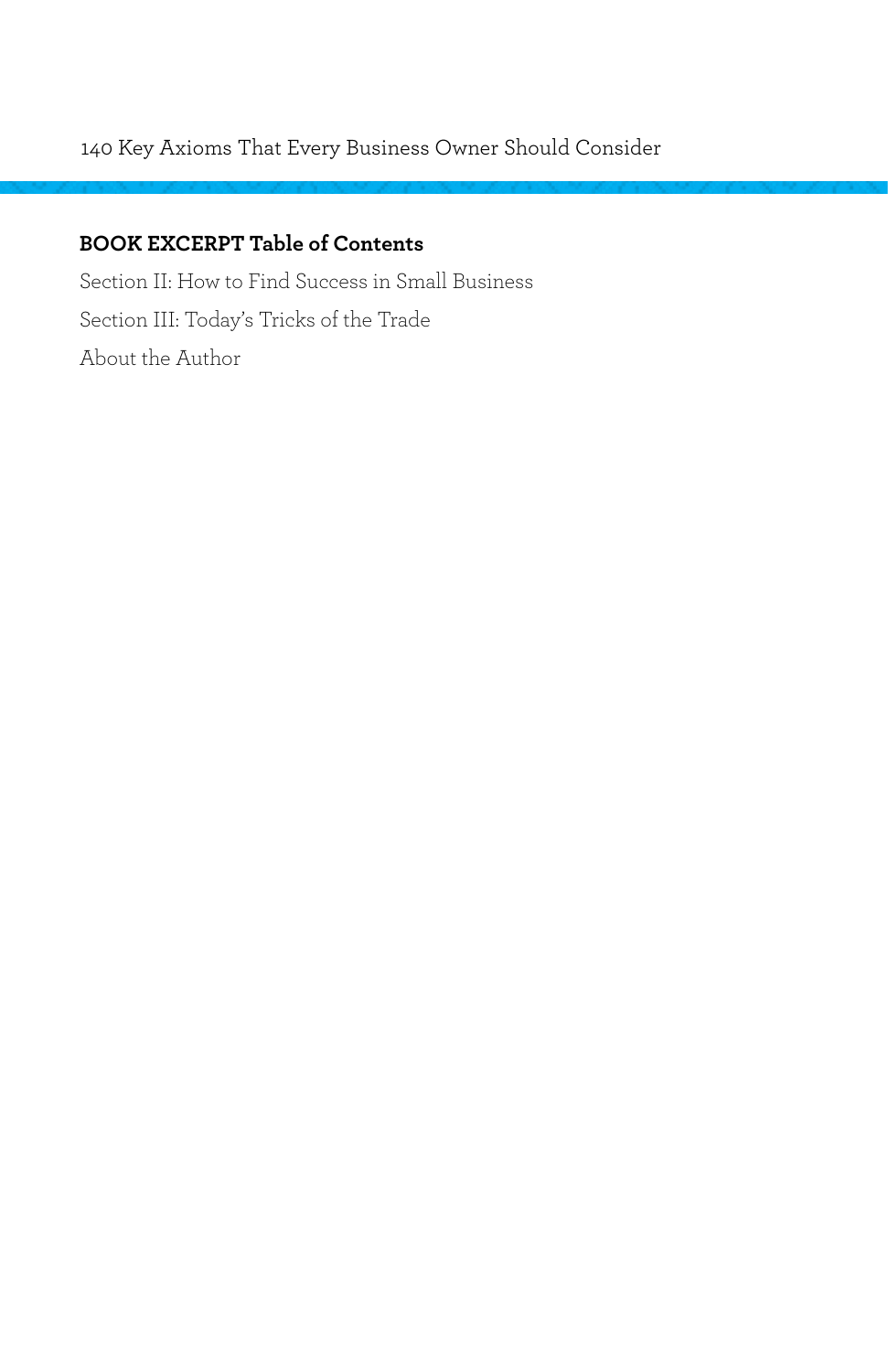**BOOK EXCERPT Table of Contents**

Section II: How to Find Success in Small Business

Section III: Today's Tricks of the Trade

About the Author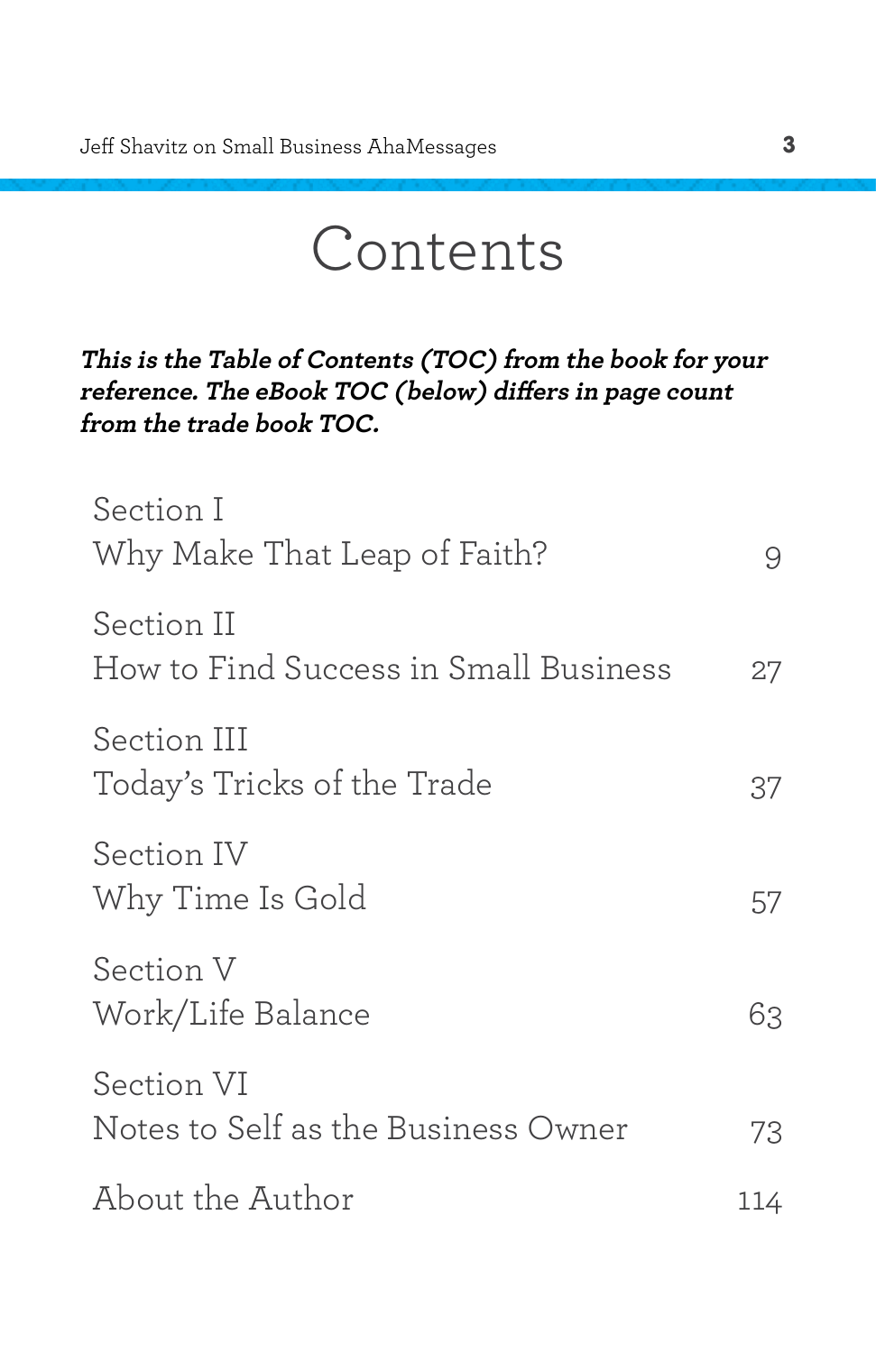# Contents

***This is the Table of Contents (TOC) from the book for your reference. The eBook TOC (below) differs in page count from the trade book TOC.***

| | |
|---|---|
| Section I<br>Why Make That Leap of Faith? | 9 |
| Section II<br>How to Find Success in Small Business | 27 |
| Section III<br>Today's Tricks of the Trade | 37 |
| Section IV<br>Why Time Is Gold | 57 |
| Section V<br>Work/Life Balance | 63 |
| Section VI<br>Notes to Self as the Business Owner | 73 |
| About the Author | 114 |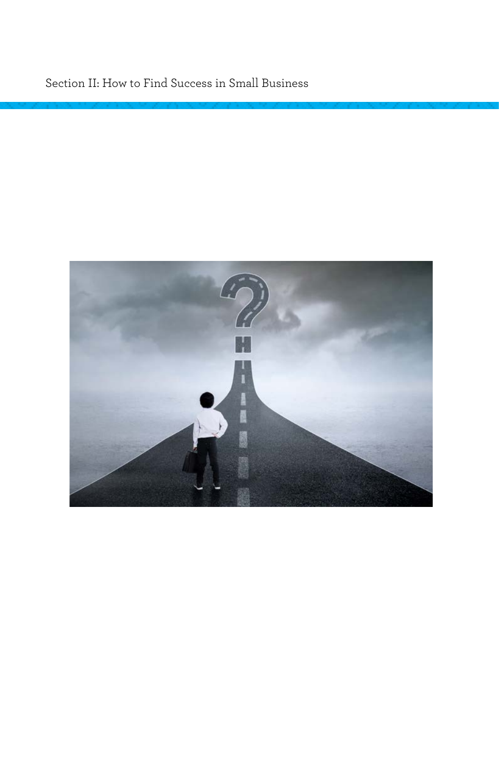# Section II: How to Find Success in Small Business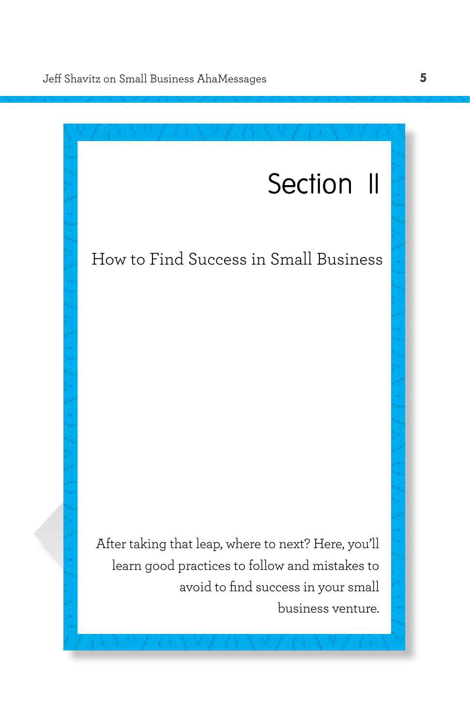# Section II

## How to Find Success in Small Business

After taking that leap, where to next? Here, you'll learn good practices to follow and mistakes to avoid to find success in your small business venture.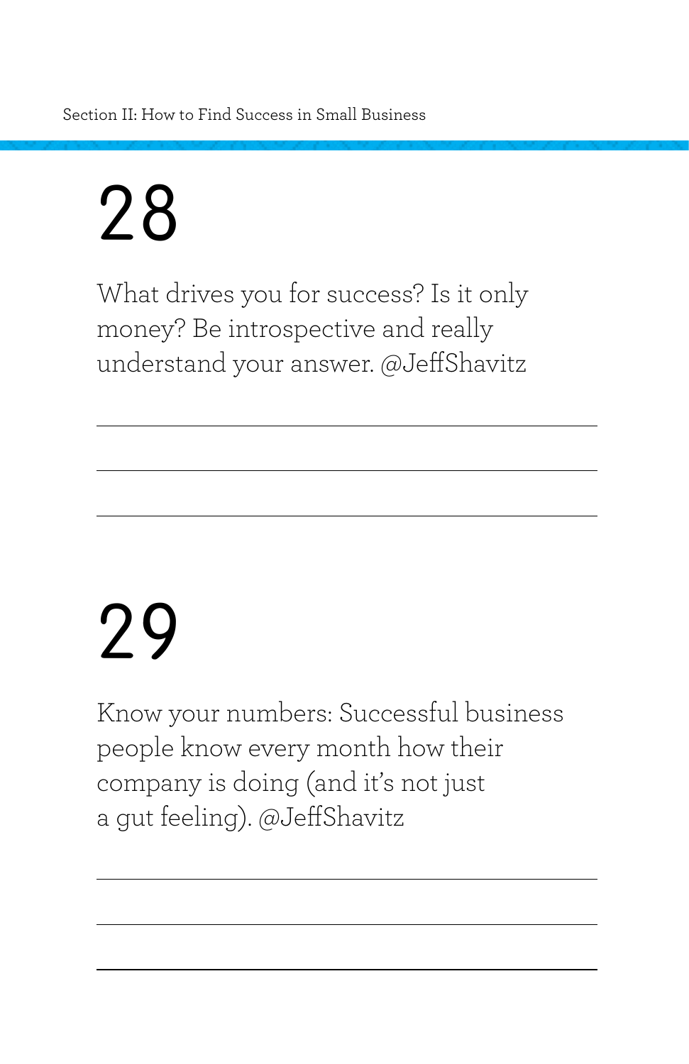# 28

What drives you for success? Is it only money? Be introspective and really understand your answer. @JeffShavitz

# 29

Know your numbers: Successful business people know every month how their company is doing (and it's not just a gut feeling). @JeffShavitz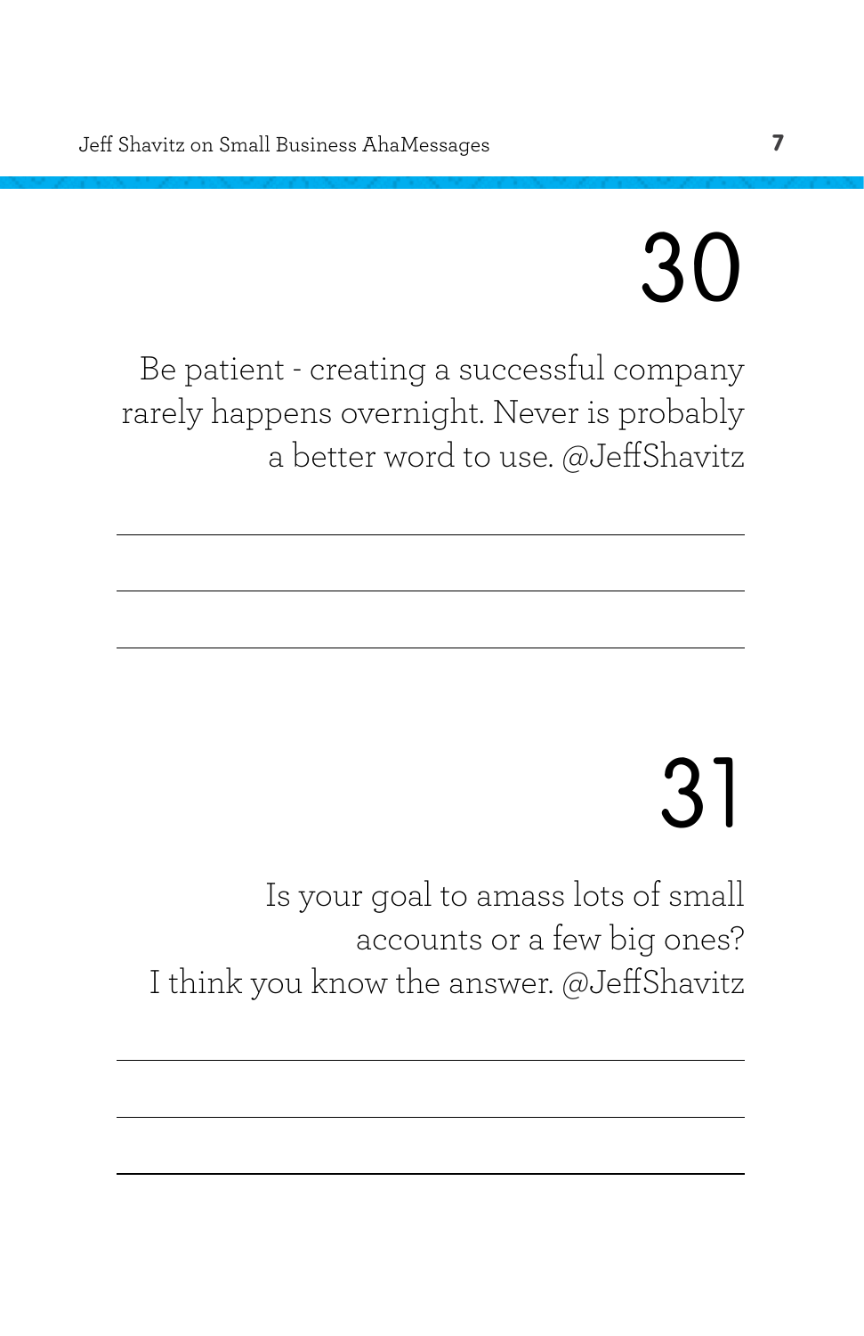# 30

Be patient - creating a successful company rarely happens overnight. Never is probably a better word to use. @JeffShavitz

# 31

Is your goal to amass lots of small accounts or a few big ones?
I think you know the answer. @JeffShavitz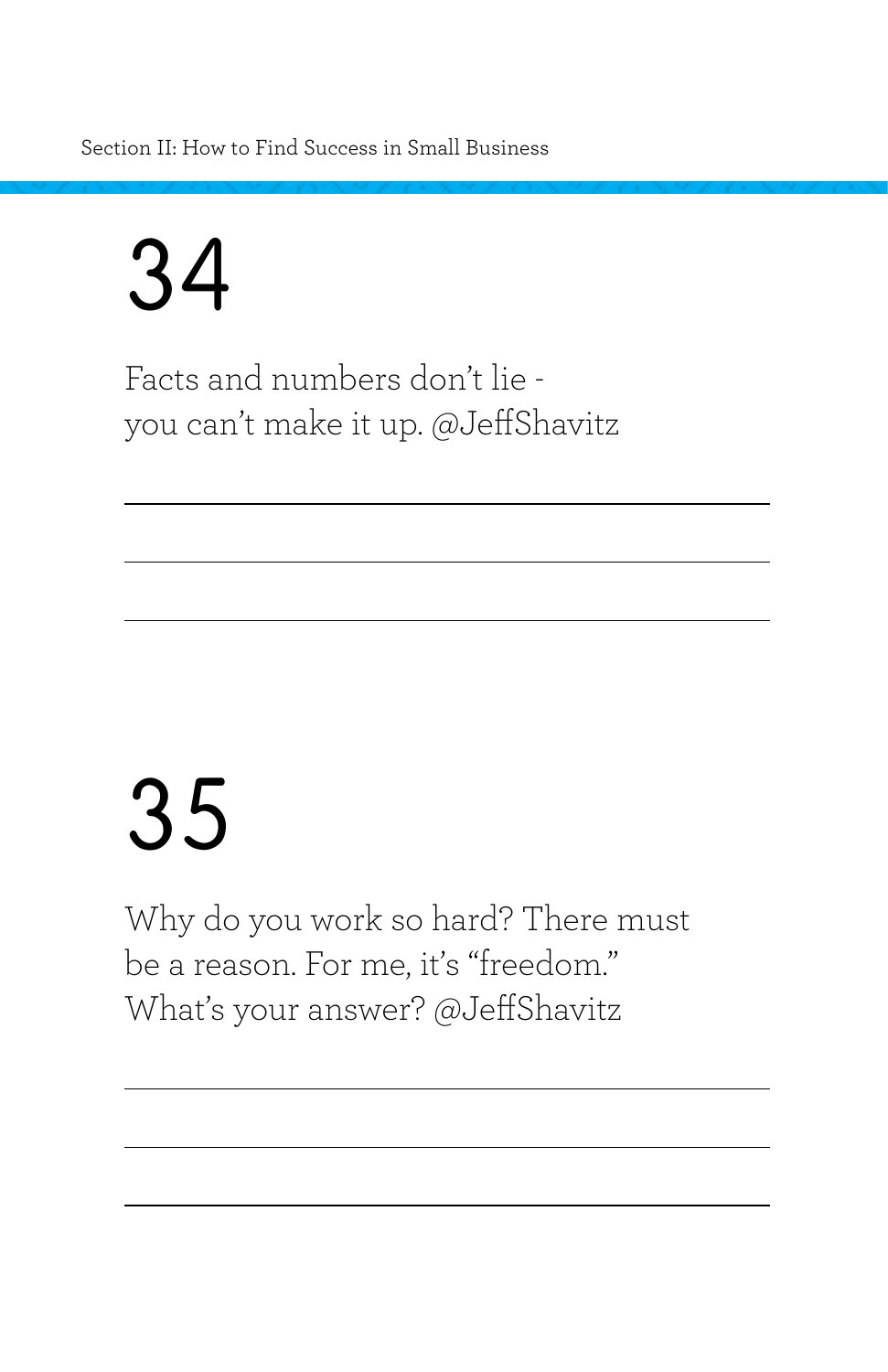# 34

Facts and numbers don't lie - you can't make it up. @JeffShavitz

# 35

Why do you work so hard? There must be a reason. For me, it's "freedom." What's your answer? @JeffShavitz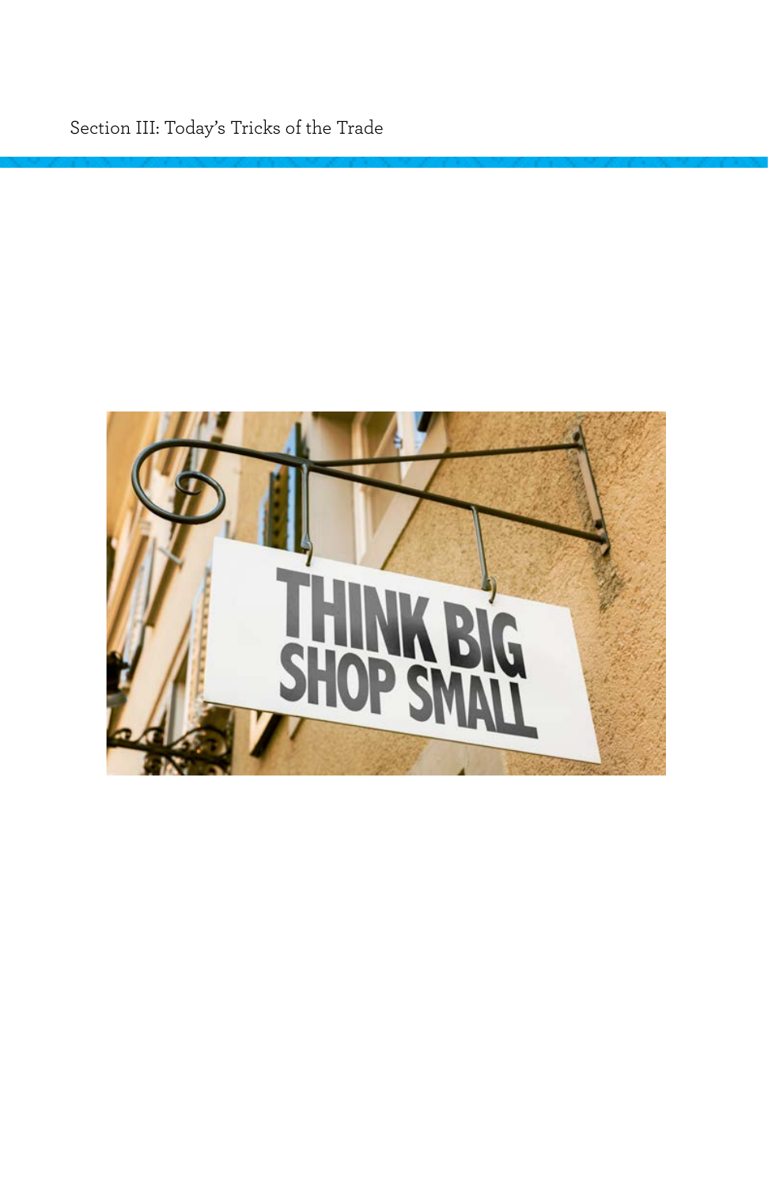# Section III: Today's Tricks of the Trade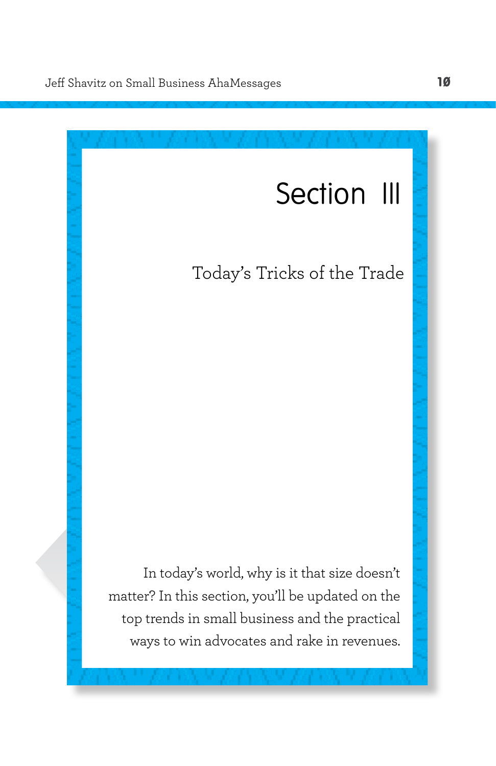# Section III

## Today's Tricks of the Trade

In today's world, why is it that size doesn't matter? In this section, you'll be updated on the top trends in small business and the practical ways to win advocates and rake in revenues.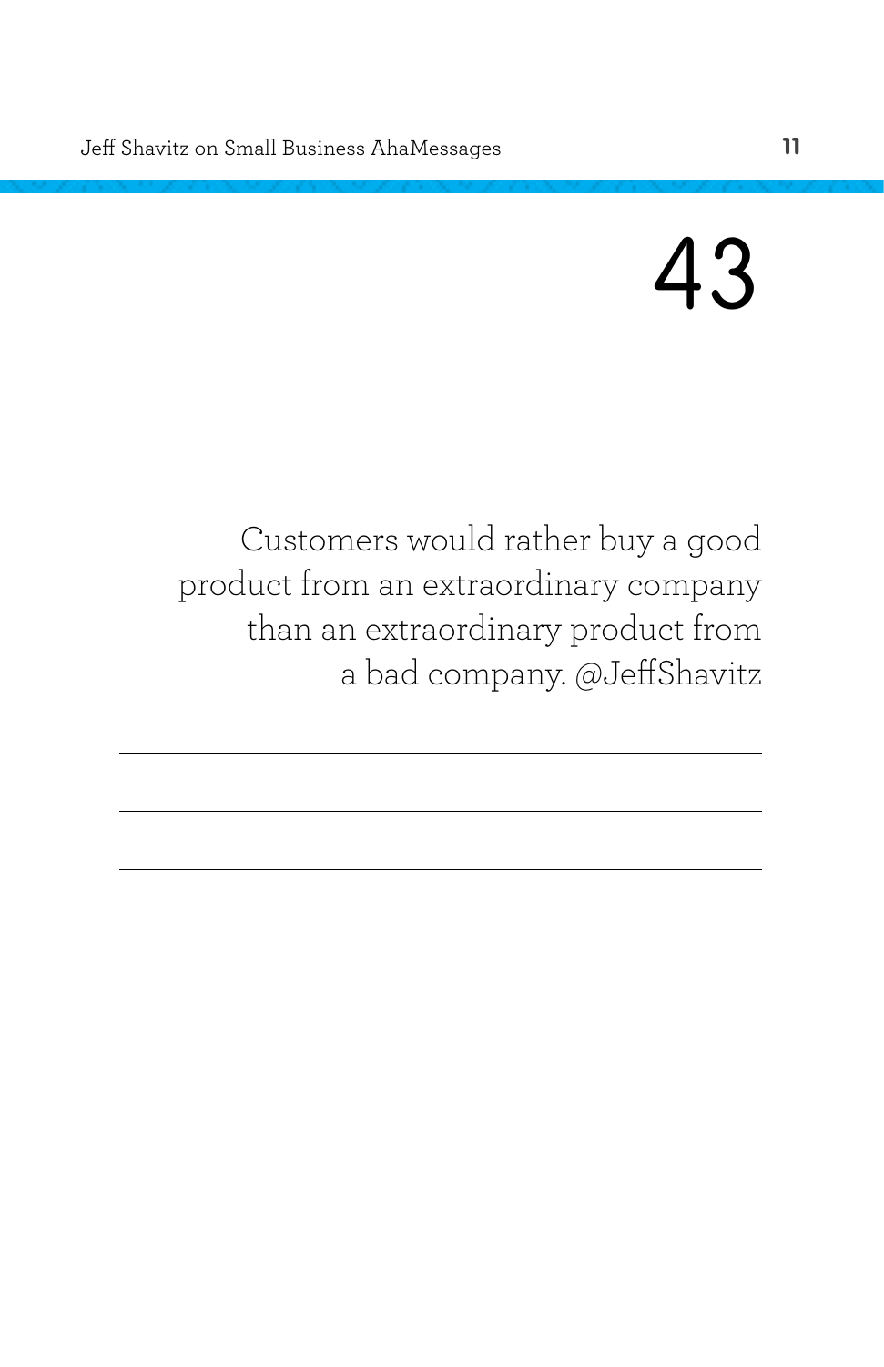# 43

Customers would rather buy a good product from an extraordinary company than an extraordinary product from a bad company. @JeffShavitz

---

---

---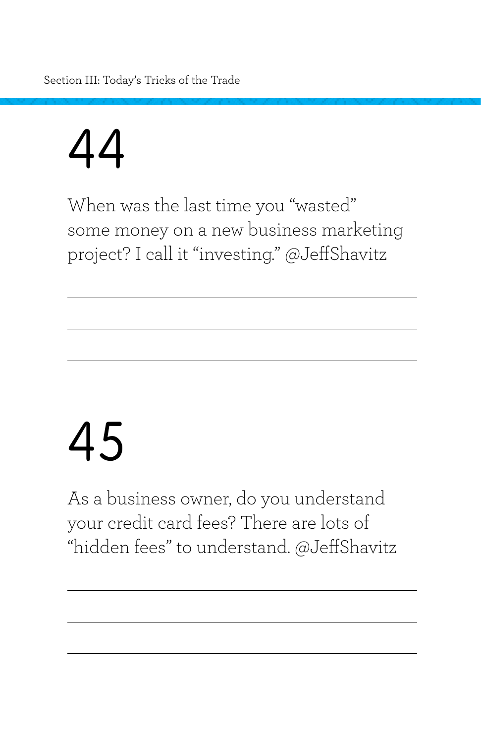# 44

When was the last time you "wasted" some money on a new business marketing project? I call it "investing." @JeffShavitz

# 45

As a business owner, do you understand your credit card fees? There are lots of "hidden fees" to understand. @JeffShavitz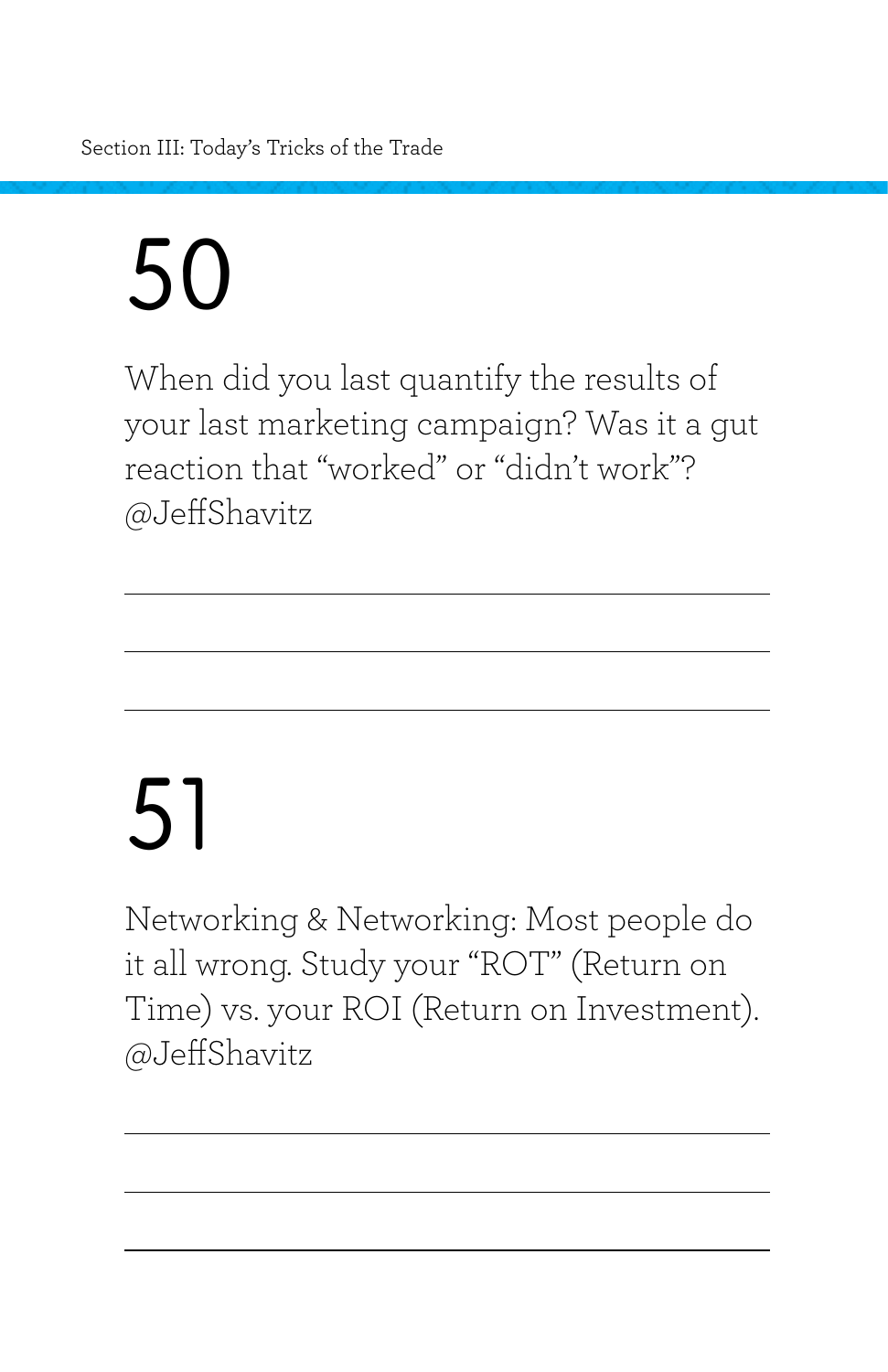# 50

When did you last quantify the results of your last marketing campaign? Was it a gut reaction that "worked" or "didn't work"? @JeffShavitz

---

# 51

Networking & Networking: Most people do it all wrong. Study your "ROT" (Return on Time) vs. your ROI (Return on Investment). @JeffShavitz

---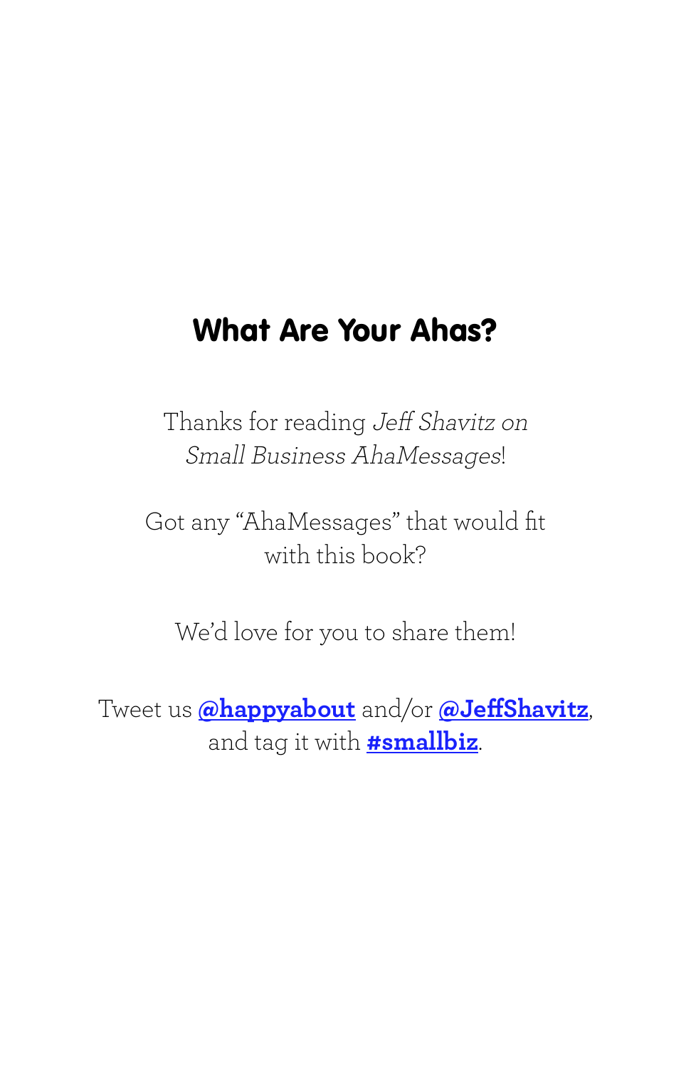# What Are Your Ahas?

Thanks for reading *Jeff Shavitz on Small Business AhaMessages*!

Got any "AhaMessages" that would fit with this book?

We'd love for you to share them!

Tweet us **@happyabout** and/or **@JeffShavitz**, and tag it with **#smallbiz**.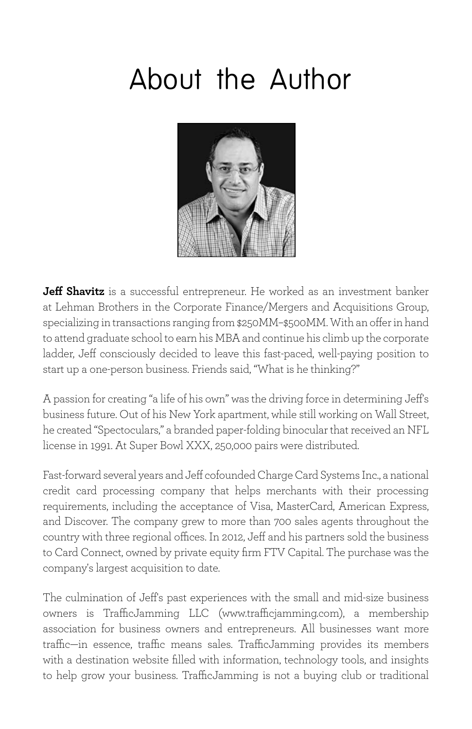# About the Author

**Jeff Shavitz** is a successful entrepreneur. He worked as an investment banker at Lehman Brothers in the Corporate Finance/Mergers and Acquisitions Group, specializing in transactions ranging from $250MM–$500MM. With an offer in hand to attend graduate school to earn his MBA and continue his climb up the corporate ladder, Jeff consciously decided to leave this fast-paced, well-paying position to start up a one-person business. Friends said, "What is he thinking?"

A passion for creating "a life of his own" was the driving force in determining Jeff's business future. Out of his New York apartment, while still working on Wall Street, he created "Spectoculars," a branded paper-folding binocular that received an NFL license in 1991. At Super Bowl XXX, 250,000 pairs were distributed.

Fast-forward several years and Jeff cofounded Charge Card Systems Inc., a national credit card processing company that helps merchants with their processing requirements, including the acceptance of Visa, MasterCard, American Express, and Discover. The company grew to more than 700 sales agents throughout the country with three regional offices. In 2012, Jeff and his partners sold the business to Card Connect, owned by private equity firm FTV Capital. The purchase was the company's largest acquisition to date.

The culmination of Jeff's past experiences with the small and mid-size business owners is TrafficJamming LLC (www.trafficjamming.com), a membership association for business owners and entrepreneurs. All businesses want more traffic—in essence, traffic means sales. TrafficJamming provides its members with a destination website filled with information, technology tools, and insights to help grow your business. TrafficJamming is not a buying club or traditional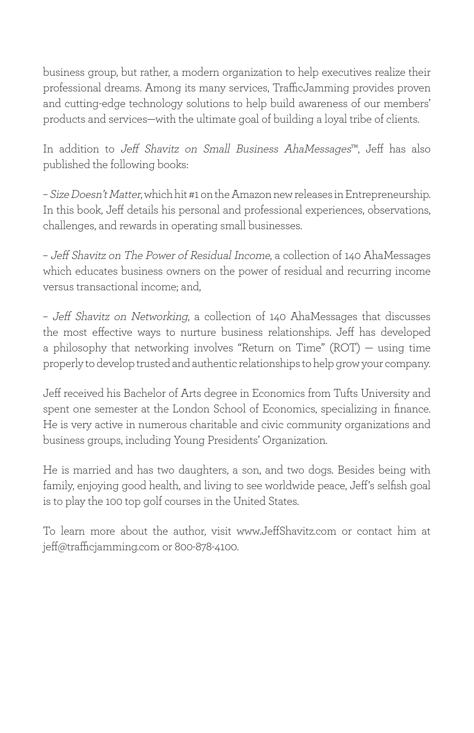business group, but rather, a modern organization to help executives realize their professional dreams. Among its many services, TrafficJamming provides proven and cutting-edge technology solutions to help build awareness of our members' products and services—with the ultimate goal of building a loyal tribe of clients.

In addition to *Jeff Shavitz on Small Business AhaMessages*™, Jeff has also published the following books:

– *Size Doesn't Matter*, which hit #1 on the Amazon new releases in Entrepreneurship. In this book, Jeff details his personal and professional experiences, observations, challenges, and rewards in operating small businesses.

– *Jeff Shavitz on The Power of Residual Income*, a collection of 140 AhaMessages which educates business owners on the power of residual and recurring income versus transactional income; and,

– *Jeff Shavitz on Networking*, a collection of 140 AhaMessages that discusses the most effective ways to nurture business relationships. Jeff has developed a philosophy that networking involves "Return on Time" (ROT) — using time properly to develop trusted and authentic relationships to help grow your company.

Jeff received his Bachelor of Arts degree in Economics from Tufts University and spent one semester at the London School of Economics, specializing in finance. He is very active in numerous charitable and civic community organizations and business groups, including Young Presidents' Organization.

He is married and has two daughters, a son, and two dogs. Besides being with family, enjoying good health, and living to see worldwide peace, Jeff's selfish goal is to play the 100 top golf courses in the United States.

To learn more about the author, visit www.JeffShavitz.com or contact him at jeff@trafficjamming.com or 800-878-4100.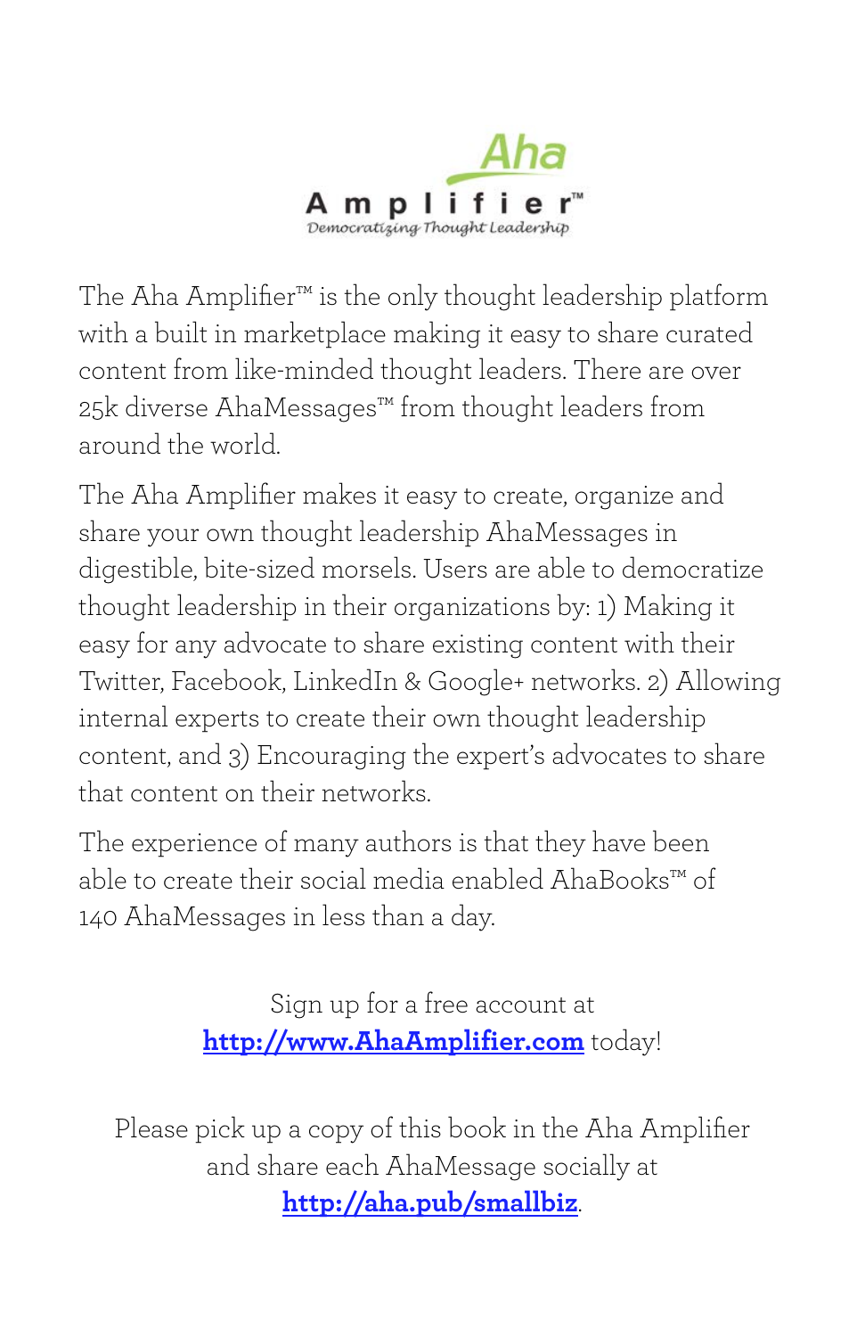Aha

Amplifier™

*Democratizing Thought Leadership*

The Aha Amplifier™ is the only thought leadership platform with a built in marketplace making it easy to share curated content from like-minded thought leaders. There are over 25k diverse AhaMessages™ from thought leaders from around the world.

The Aha Amplifier makes it easy to create, organize and share your own thought leadership AhaMessages in digestible, bite-sized morsels. Users are able to democratize thought leadership in their organizations by: 1) Making it easy for any advocate to share existing content with their Twitter, Facebook, LinkedIn & Google+ networks. 2) Allowing internal experts to create their own thought leadership content, and 3) Encouraging the expert's advocates to share that content on their networks.

The experience of many authors is that they have been able to create their social media enabled AhaBooks™ of 140 AhaMessages in less than a day.

Sign up for a free account at **http://www.AhaAmplifier.com** today!

Please pick up a copy of this book in the Aha Amplifier and share each AhaMessage socially at **http://aha.pub/smallbiz**.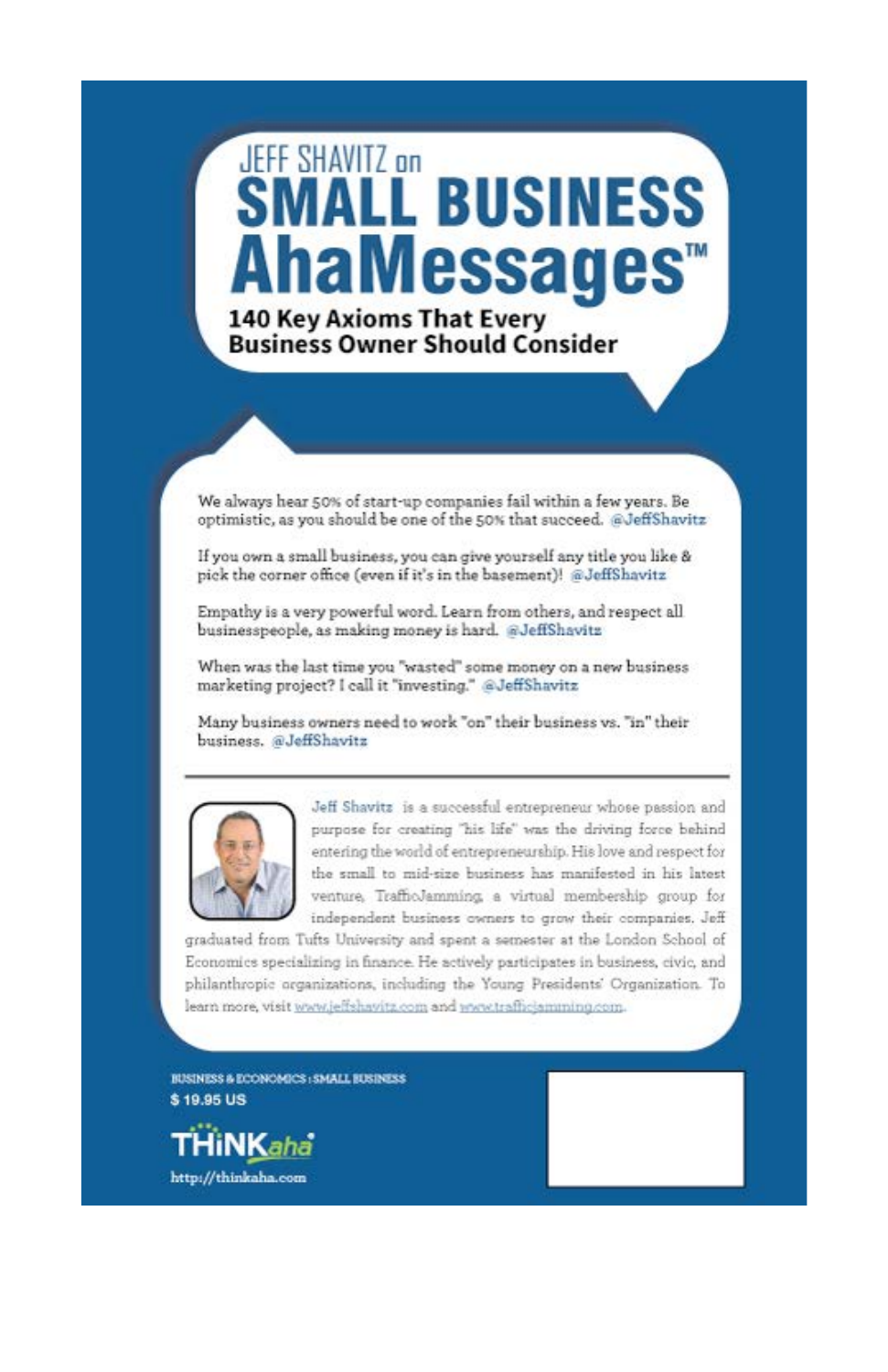# JEFF SHAVITZ on SMALL BUSINESS AhaMessages™

## 140 Key Axioms That Every Business Owner Should Consider

We always hear 50% of start-up companies fail within a few years. Be optimistic, as you should be one of the 50% that succeed. @JeffShavitz

If you own a small business, you can give yourself any title you like & pick the corner office (even if it's in the basement)! @JeffShavitz

Empathy is a very powerful word. Learn from others, and respect all businesspeople, as making money is hard. @JeffShavitz

When was the last time you "wasted" some money on a new business marketing project? I call it "investing." @JeffShavitz

Many business owners need to work "on" their business vs. "in" their business. @JeffShavitz

---

Jeff Shavitz is a successful entrepreneur whose passion and purpose for creating "his life" was the driving force behind entering the world of entrepreneurship. His love and respect for the small to mid-size business has manifested in his latest venture, TrafficJamming, a virtual membership group for independent business owners to grow their companies. Jeff graduated from Tufts University and spent a semester at the London School of Economics specializing in finance. He actively participates in business, civic, and philanthropic organizations, including the Young Presidents' Organization. To learn more, visit www.jeffshavitz.com and www.trafficjamming.com.

BUSINESS & ECONOMICS : SMALL BUSINESS

$ 19.95 US

THiNKaha

http://thinkaha.com